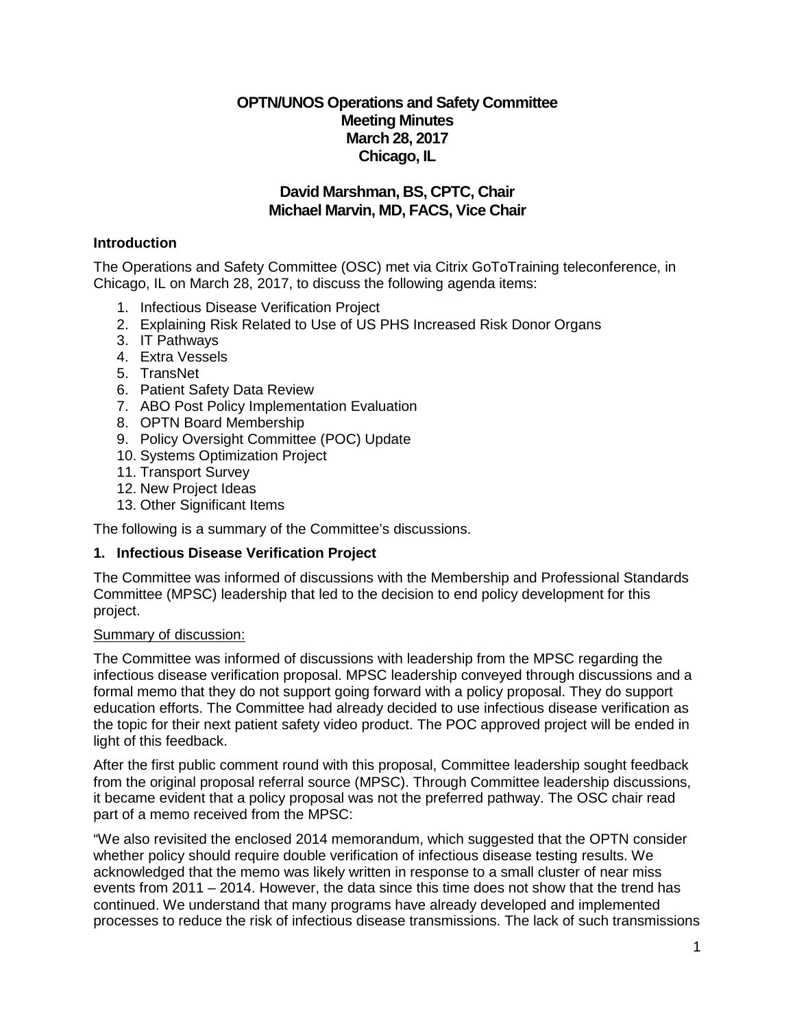**OPTN/UNOS Operations and Safety Committee**
**Meeting Minutes**
**March 28, 2017**
**Chicago, IL**

**David Marshman, BS, CPTC, Chair**
**Michael Marvin, MD, FACS, Vice Chair**

### Introduction

The Operations and Safety Committee (OSC) met via Citrix GoToTraining teleconference, in Chicago, IL on March 28, 2017, to discuss the following agenda items:

1. Infectious Disease Verification Project
2. Explaining Risk Related to Use of US PHS Increased Risk Donor Organs
3. IT Pathways
4. Extra Vessels
5. TransNet
6. Patient Safety Data Review
7. ABO Post Policy Implementation Evaluation
8. OPTN Board Membership
9. Policy Oversight Committee (POC) Update
10. Systems Optimization Project
11. Transport Survey
12. New Project Ideas
13. Other Significant Items

The following is a summary of the Committee's discussions.

### 1. Infectious Disease Verification Project

The Committee was informed of discussions with the Membership and Professional Standards Committee (MPSC) leadership that led to the decision to end policy development for this project.

Summary of discussion:

The Committee was informed of discussions with leadership from the MPSC regarding the infectious disease verification proposal. MPSC leadership conveyed through discussions and a formal memo that they do not support going forward with a policy proposal. They do support education efforts. The Committee had already decided to use infectious disease verification as the topic for their next patient safety video product. The POC approved project will be ended in light of this feedback.

After the first public comment round with this proposal, Committee leadership sought feedback from the original proposal referral source (MPSC). Through Committee leadership discussions, it became evident that a policy proposal was not the preferred pathway. The OSC chair read part of a memo received from the MPSC:

"We also revisited the enclosed 2014 memorandum, which suggested that the OPTN consider whether policy should require double verification of infectious disease testing results. We acknowledged that the memo was likely written in response to a small cluster of near miss events from 2011 – 2014. However, the data since this time does not show that the trend has continued. We understand that many programs have already developed and implemented processes to reduce the risk of infectious disease transmissions. The lack of such transmissions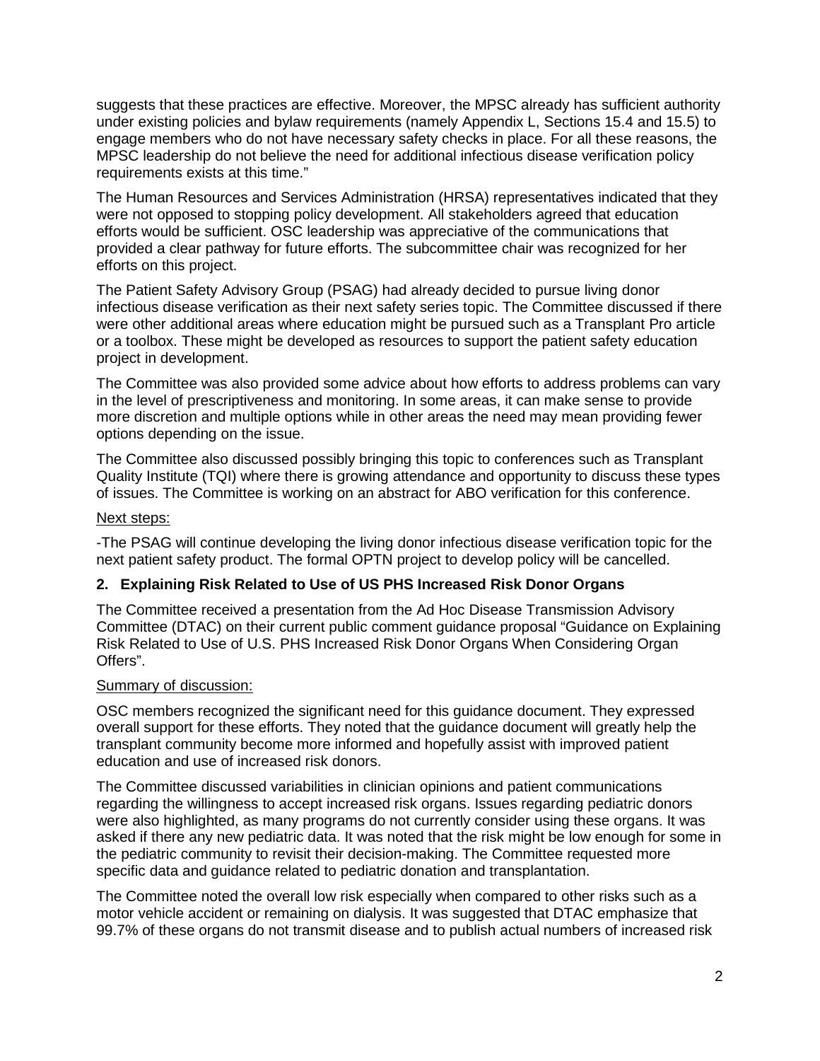suggests that these practices are effective. Moreover, the MPSC already has sufficient authority under existing policies and bylaw requirements (namely Appendix L, Sections 15.4 and 15.5) to engage members who do not have necessary safety checks in place. For all these reasons, the MPSC leadership do not believe the need for additional infectious disease verification policy requirements exists at this time."

The Human Resources and Services Administration (HRSA) representatives indicated that they were not opposed to stopping policy development. All stakeholders agreed that education efforts would be sufficient. OSC leadership was appreciative of the communications that provided a clear pathway for future efforts. The subcommittee chair was recognized for her efforts on this project.

The Patient Safety Advisory Group (PSAG) had already decided to pursue living donor infectious disease verification as their next safety series topic. The Committee discussed if there were other additional areas where education might be pursued such as a Transplant Pro article or a toolbox. These might be developed as resources to support the patient safety education project in development.

The Committee was also provided some advice about how efforts to address problems can vary in the level of prescriptiveness and monitoring. In some areas, it can make sense to provide more discretion and multiple options while in other areas the need may mean providing fewer options depending on the issue.

The Committee also discussed possibly bringing this topic to conferences such as Transplant Quality Institute (TQI) where there is growing attendance and opportunity to discuss these types of issues. The Committee is working on an abstract for ABO verification for this conference.

Next steps:

-The PSAG will continue developing the living donor infectious disease verification topic for the next patient safety product. The formal OPTN project to develop policy will be cancelled.

### 2. Explaining Risk Related to Use of US PHS Increased Risk Donor Organs

The Committee received a presentation from the Ad Hoc Disease Transmission Advisory Committee (DTAC) on their current public comment guidance proposal "Guidance on Explaining Risk Related to Use of U.S. PHS Increased Risk Donor Organs When Considering Organ Offers".

Summary of discussion:

OSC members recognized the significant need for this guidance document. They expressed overall support for these efforts. They noted that the guidance document will greatly help the transplant community become more informed and hopefully assist with improved patient education and use of increased risk donors.

The Committee discussed variabilities in clinician opinions and patient communications regarding the willingness to accept increased risk organs. Issues regarding pediatric donors were also highlighted, as many programs do not currently consider using these organs. It was asked if there any new pediatric data. It was noted that the risk might be low enough for some in the pediatric community to revisit their decision-making. The Committee requested more specific data and guidance related to pediatric donation and transplantation.

The Committee noted the overall low risk especially when compared to other risks such as a motor vehicle accident or remaining on dialysis. It was suggested that DTAC emphasize that 99.7% of these organs do not transmit disease and to publish actual numbers of increased risk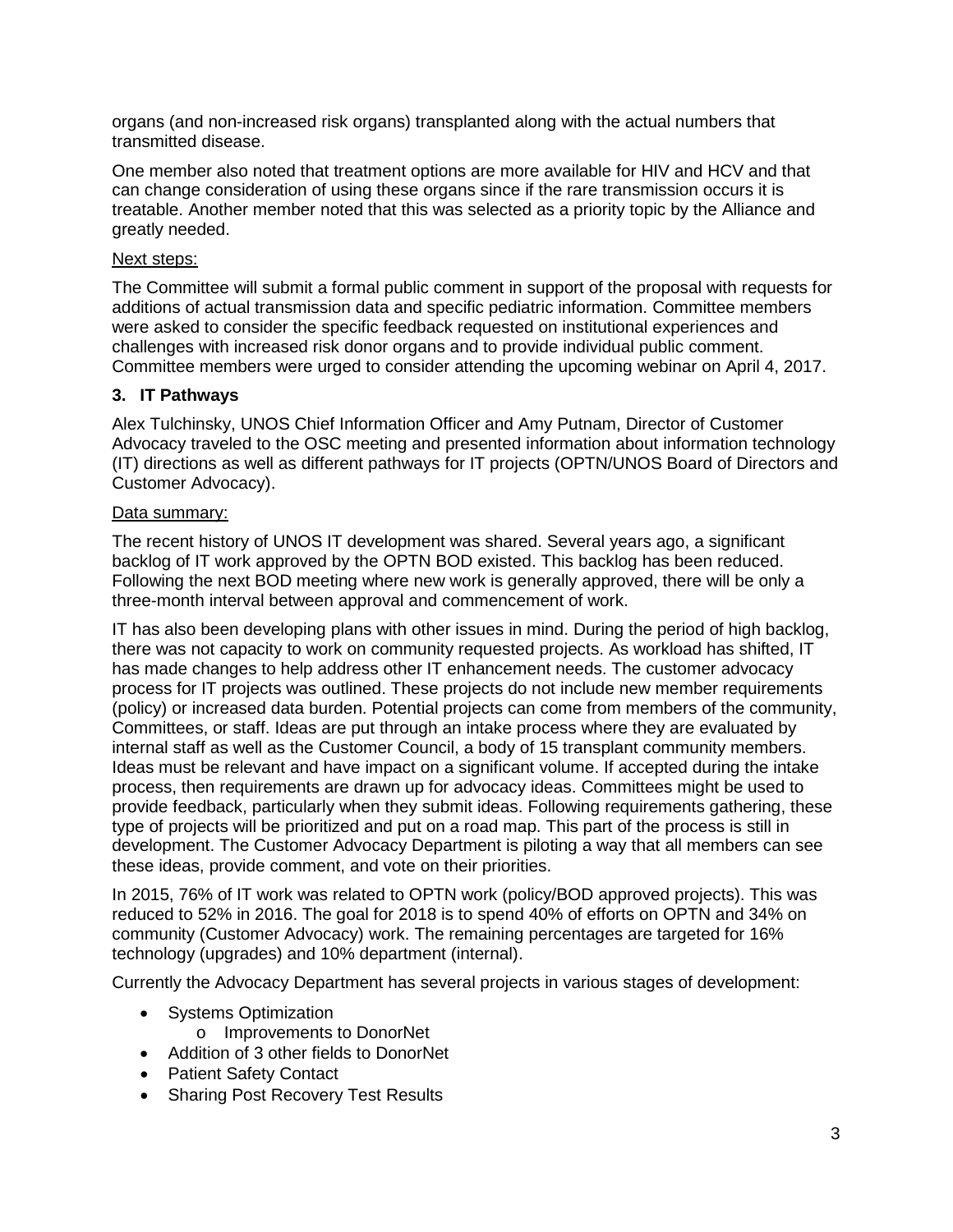organs (and non-increased risk organs) transplanted along with the actual numbers that transmitted disease.

One member also noted that treatment options are more available for HIV and HCV and that can change consideration of using these organs since if the rare transmission occurs it is treatable. Another member noted that this was selected as a priority topic by the Alliance and greatly needed.

Next steps:

The Committee will submit a formal public comment in support of the proposal with requests for additions of actual transmission data and specific pediatric information. Committee members were asked to consider the specific feedback requested on institutional experiences and challenges with increased risk donor organs and to provide individual public comment. Committee members were urged to consider attending the upcoming webinar on April 4, 2017.

### 3. IT Pathways

Alex Tulchinsky, UNOS Chief Information Officer and Amy Putnam, Director of Customer Advocacy traveled to the OSC meeting and presented information about information technology (IT) directions as well as different pathways for IT projects (OPTN/UNOS Board of Directors and Customer Advocacy).

Data summary:

The recent history of UNOS IT development was shared. Several years ago, a significant backlog of IT work approved by the OPTN BOD existed. This backlog has been reduced. Following the next BOD meeting where new work is generally approved, there will be only a three-month interval between approval and commencement of work.

IT has also been developing plans with other issues in mind. During the period of high backlog, there was not capacity to work on community requested projects. As workload has shifted, IT has made changes to help address other IT enhancement needs. The customer advocacy process for IT projects was outlined. These projects do not include new member requirements (policy) or increased data burden. Potential projects can come from members of the community, Committees, or staff. Ideas are put through an intake process where they are evaluated by internal staff as well as the Customer Council, a body of 15 transplant community members. Ideas must be relevant and have impact on a significant volume. If accepted during the intake process, then requirements are drawn up for advocacy ideas. Committees might be used to provide feedback, particularly when they submit ideas. Following requirements gathering, these type of projects will be prioritized and put on a road map. This part of the process is still in development. The Customer Advocacy Department is piloting a way that all members can see these ideas, provide comment, and vote on their priorities.

In 2015, 76% of IT work was related to OPTN work (policy/BOD approved projects). This was reduced to 52% in 2016. The goal for 2018 is to spend 40% of efforts on OPTN and 34% on community (Customer Advocacy) work. The remaining percentages are targeted for 16% technology (upgrades) and 10% department (internal).

Currently the Advocacy Department has several projects in various stages of development:

- Systems Optimization
  - Improvements to DonorNet
- Addition of 3 other fields to DonorNet
- Patient Safety Contact
- Sharing Post Recovery Test Results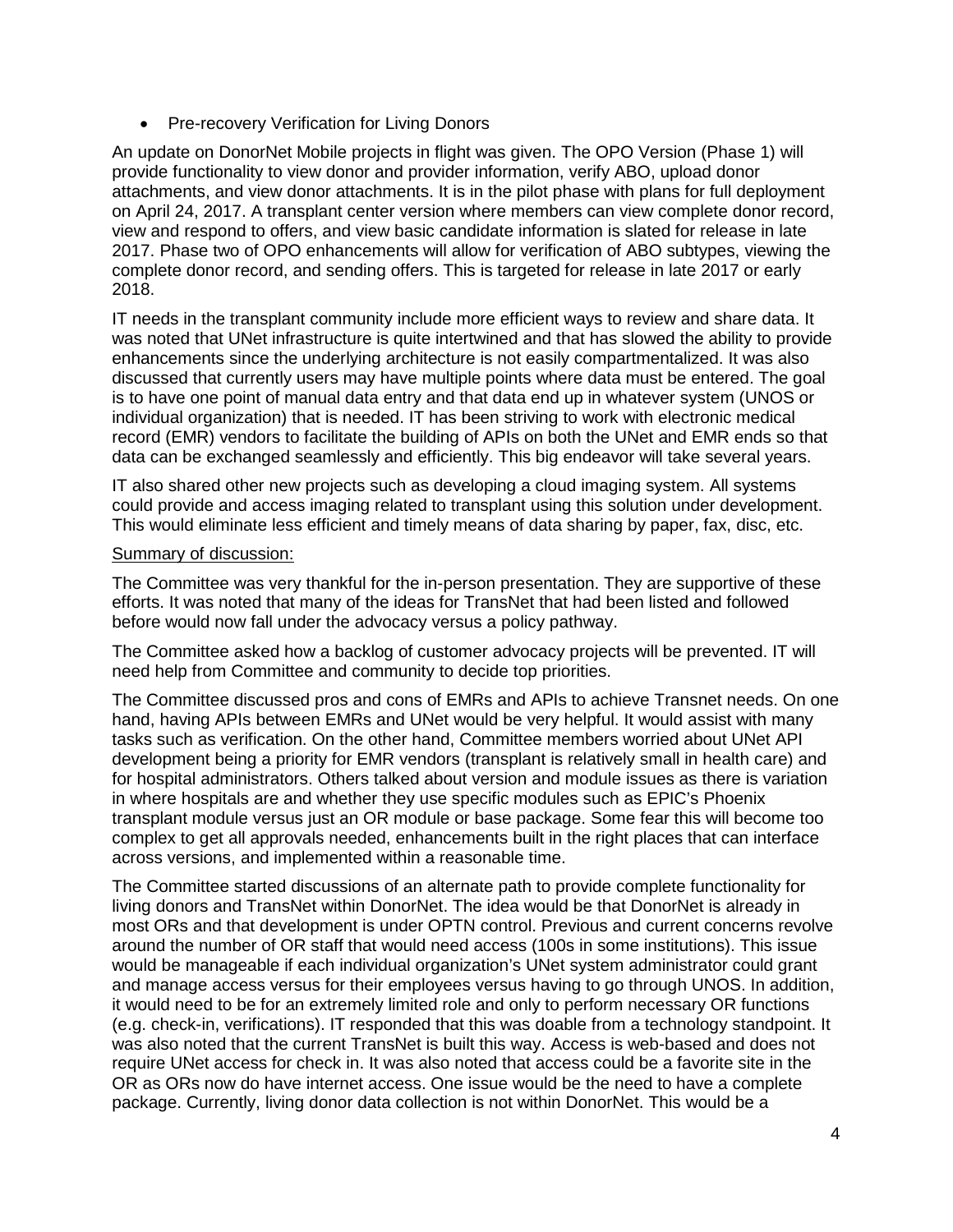- Pre-recovery Verification for Living Donors

An update on DonorNet Mobile projects in flight was given. The OPO Version (Phase 1) will provide functionality to view donor and provider information, verify ABO, upload donor attachments, and view donor attachments. It is in the pilot phase with plans for full deployment on April 24, 2017. A transplant center version where members can view complete donor record, view and respond to offers, and view basic candidate information is slated for release in late 2017. Phase two of OPO enhancements will allow for verification of ABO subtypes, viewing the complete donor record, and sending offers. This is targeted for release in late 2017 or early 2018.

IT needs in the transplant community include more efficient ways to review and share data. It was noted that UNet infrastructure is quite intertwined and that has slowed the ability to provide enhancements since the underlying architecture is not easily compartmentalized. It was also discussed that currently users may have multiple points where data must be entered. The goal is to have one point of manual data entry and that data end up in whatever system (UNOS or individual organization) that is needed. IT has been striving to work with electronic medical record (EMR) vendors to facilitate the building of APIs on both the UNet and EMR ends so that data can be exchanged seamlessly and efficiently. This big endeavor will take several years.

IT also shared other new projects such as developing a cloud imaging system. All systems could provide and access imaging related to transplant using this solution under development. This would eliminate less efficient and timely means of data sharing by paper, fax, disc, etc.

<u>Summary of discussion:</u>

The Committee was very thankful for the in-person presentation. They are supportive of these efforts. It was noted that many of the ideas for TransNet that had been listed and followed before would now fall under the advocacy versus a policy pathway.

The Committee asked how a backlog of customer advocacy projects will be prevented. IT will need help from Committee and community to decide top priorities.

The Committee discussed pros and cons of EMRs and APIs to achieve Transnet needs. On one hand, having APIs between EMRs and UNet would be very helpful. It would assist with many tasks such as verification. On the other hand, Committee members worried about UNet API development being a priority for EMR vendors (transplant is relatively small in health care) and for hospital administrators. Others talked about version and module issues as there is variation in where hospitals are and whether they use specific modules such as EPIC's Phoenix transplant module versus just an OR module or base package. Some fear this will become too complex to get all approvals needed, enhancements built in the right places that can interface across versions, and implemented within a reasonable time.

The Committee started discussions of an alternate path to provide complete functionality for living donors and TransNet within DonorNet. The idea would be that DonorNet is already in most ORs and that development is under OPTN control. Previous and current concerns revolve around the number of OR staff that would need access (100s in some institutions). This issue would be manageable if each individual organization's UNet system administrator could grant and manage access versus for their employees versus having to go through UNOS. In addition, it would need to be for an extremely limited role and only to perform necessary OR functions (e.g. check-in, verifications). IT responded that this was doable from a technology standpoint. It was also noted that the current TransNet is built this way. Access is web-based and does not require UNet access for check in. It was also noted that access could be a favorite site in the OR as ORs now do have internet access. One issue would be the need to have a complete package. Currently, living donor data collection is not within DonorNet. This would be a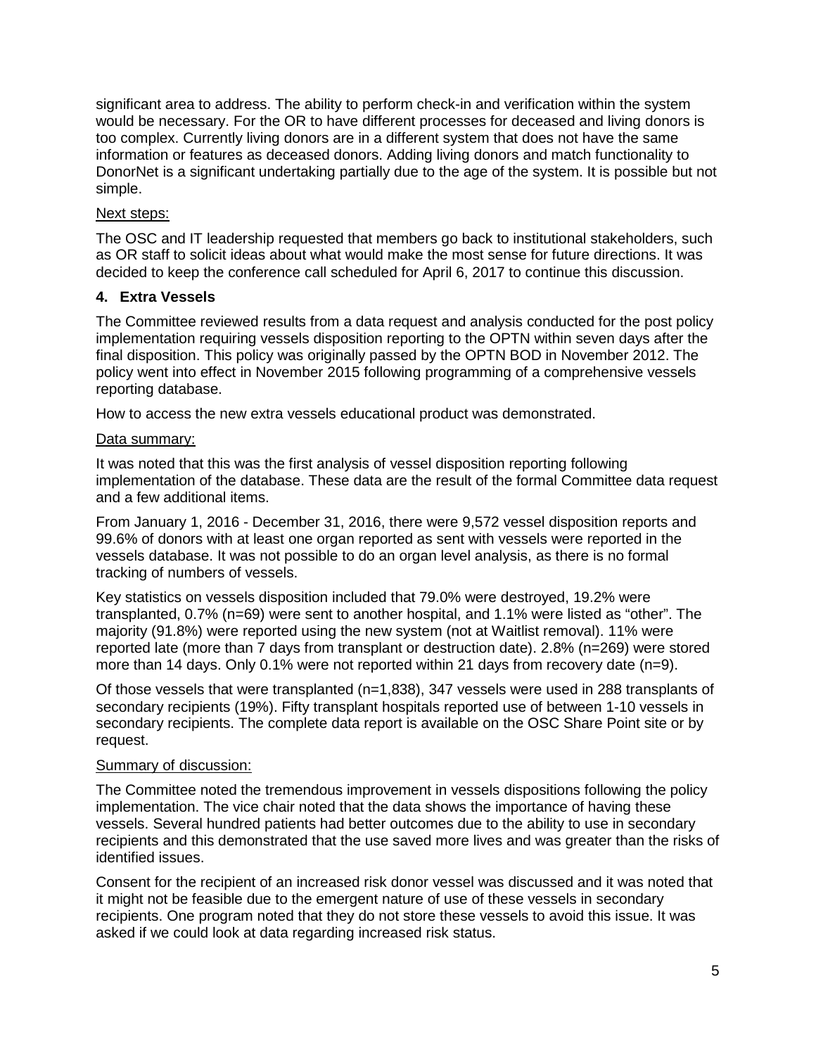significant area to address. The ability to perform check-in and verification within the system would be necessary. For the OR to have different processes for deceased and living donors is too complex. Currently living donors are in a different system that does not have the same information or features as deceased donors. Adding living donors and match functionality to DonorNet is a significant undertaking partially due to the age of the system. It is possible but not simple.

Next steps:

The OSC and IT leadership requested that members go back to institutional stakeholders, such as OR staff to solicit ideas about what would make the most sense for future directions. It was decided to keep the conference call scheduled for April 6, 2017 to continue this discussion.

### 4. Extra Vessels

The Committee reviewed results from a data request and analysis conducted for the post policy implementation requiring vessels disposition reporting to the OPTN within seven days after the final disposition. This policy was originally passed by the OPTN BOD in November 2012. The policy went into effect in November 2015 following programming of a comprehensive vessels reporting database.

How to access the new extra vessels educational product was demonstrated.

Data summary:

It was noted that this was the first analysis of vessel disposition reporting following implementation of the database. These data are the result of the formal Committee data request and a few additional items.

From January 1, 2016 - December 31, 2016, there were 9,572 vessel disposition reports and 99.6% of donors with at least one organ reported as sent with vessels were reported in the vessels database. It was not possible to do an organ level analysis, as there is no formal tracking of numbers of vessels.

Key statistics on vessels disposition included that 79.0% were destroyed, 19.2% were transplanted, 0.7% (n=69) were sent to another hospital, and 1.1% were listed as "other". The majority (91.8%) were reported using the new system (not at Waitlist removal). 11% were reported late (more than 7 days from transplant or destruction date). 2.8% (n=269) were stored more than 14 days. Only 0.1% were not reported within 21 days from recovery date (n=9).

Of those vessels that were transplanted (n=1,838), 347 vessels were used in 288 transplants of secondary recipients (19%). Fifty transplant hospitals reported use of between 1-10 vessels in secondary recipients. The complete data report is available on the OSC Share Point site or by request.

Summary of discussion:

The Committee noted the tremendous improvement in vessels dispositions following the policy implementation. The vice chair noted that the data shows the importance of having these vessels. Several hundred patients had better outcomes due to the ability to use in secondary recipients and this demonstrated that the use saved more lives and was greater than the risks of identified issues.

Consent for the recipient of an increased risk donor vessel was discussed and it was noted that it might not be feasible due to the emergent nature of use of these vessels in secondary recipients. One program noted that they do not store these vessels to avoid this issue. It was asked if we could look at data regarding increased risk status.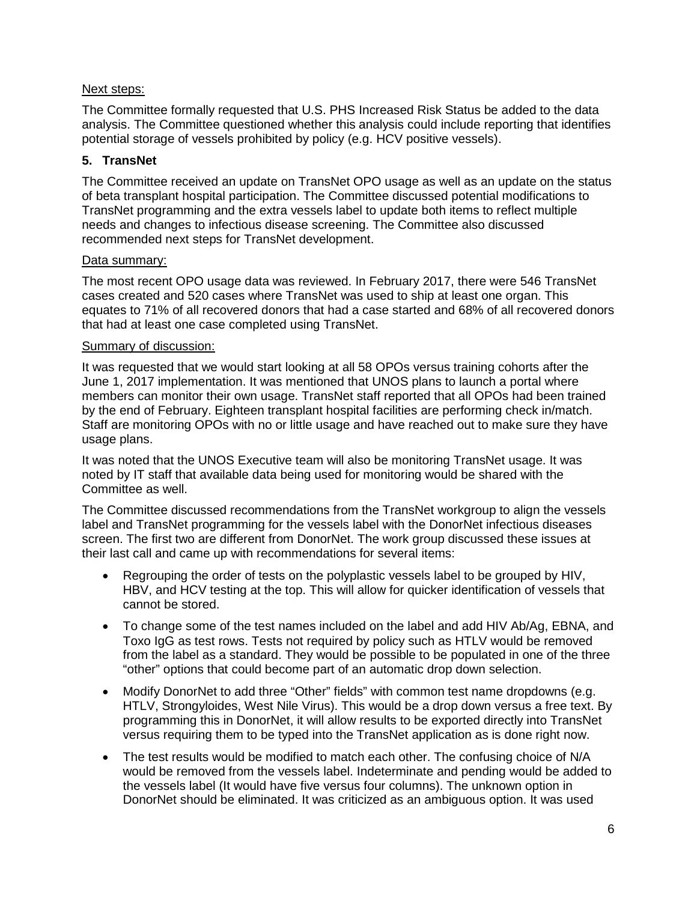Next steps:

The Committee formally requested that U.S. PHS Increased Risk Status be added to the data analysis. The Committee questioned whether this analysis could include reporting that identifies potential storage of vessels prohibited by policy (e.g. HCV positive vessels).

**5. TransNet**

The Committee received an update on TransNet OPO usage as well as an update on the status of beta transplant hospital participation. The Committee discussed potential modifications to TransNet programming and the extra vessels label to update both items to reflect multiple needs and changes to infectious disease screening. The Committee also discussed recommended next steps for TransNet development.

Data summary:

The most recent OPO usage data was reviewed. In February 2017, there were 546 TransNet cases created and 520 cases where TransNet was used to ship at least one organ. This equates to 71% of all recovered donors that had a case started and 68% of all recovered donors that had at least one case completed using TransNet.

Summary of discussion:

It was requested that we would start looking at all 58 OPOs versus training cohorts after the June 1, 2017 implementation. It was mentioned that UNOS plans to launch a portal where members can monitor their own usage. TransNet staff reported that all OPOs had been trained by the end of February. Eighteen transplant hospital facilities are performing check in/match. Staff are monitoring OPOs with no or little usage and have reached out to make sure they have usage plans.

It was noted that the UNOS Executive team will also be monitoring TransNet usage. It was noted by IT staff that available data being used for monitoring would be shared with the Committee as well.

The Committee discussed recommendations from the TransNet workgroup to align the vessels label and TransNet programming for the vessels label with the DonorNet infectious diseases screen. The first two are different from DonorNet. The work group discussed these issues at their last call and came up with recommendations for several items:

- Regrouping the order of tests on the polyplastic vessels label to be grouped by HIV, HBV, and HCV testing at the top. This will allow for quicker identification of vessels that cannot be stored.
- To change some of the test names included on the label and add HIV Ab/Ag, EBNA, and Toxo IgG as test rows. Tests not required by policy such as HTLV would be removed from the label as a standard. They would be possible to be populated in one of the three "other" options that could become part of an automatic drop down selection.
- Modify DonorNet to add three "Other" fields" with common test name dropdowns (e.g. HTLV, Strongyloides, West Nile Virus). This would be a drop down versus a free text. By programming this in DonorNet, it will allow results to be exported directly into TransNet versus requiring them to be typed into the TransNet application as is done right now.
- The test results would be modified to match each other. The confusing choice of N/A would be removed from the vessels label. Indeterminate and pending would be added to the vessels label (It would have five versus four columns). The unknown option in DonorNet should be eliminated. It was criticized as an ambiguous option. It was used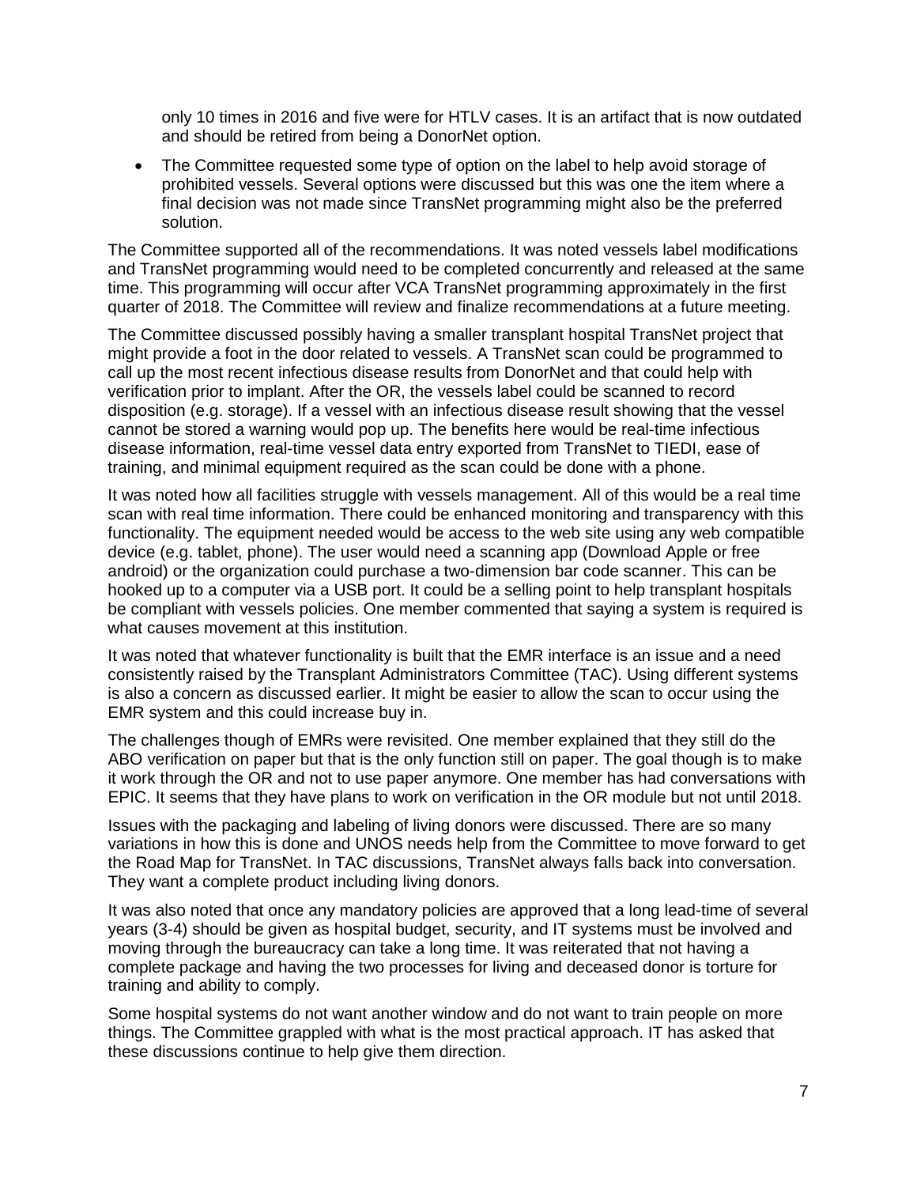only 10 times in 2016 and five were for HTLV cases. It is an artifact that is now outdated and should be retired from being a DonorNet option.

- The Committee requested some type of option on the label to help avoid storage of prohibited vessels. Several options were discussed but this was one the item where a final decision was not made since TransNet programming might also be the preferred solution.

The Committee supported all of the recommendations. It was noted vessels label modifications and TransNet programming would need to be completed concurrently and released at the same time. This programming will occur after VCA TransNet programming approximately in the first quarter of 2018. The Committee will review and finalize recommendations at a future meeting.

The Committee discussed possibly having a smaller transplant hospital TransNet project that might provide a foot in the door related to vessels. A TransNet scan could be programmed to call up the most recent infectious disease results from DonorNet and that could help with verification prior to implant. After the OR, the vessels label could be scanned to record disposition (e.g. storage). If a vessel with an infectious disease result showing that the vessel cannot be stored a warning would pop up. The benefits here would be real-time infectious disease information, real-time vessel data entry exported from TransNet to TIEDI, ease of training, and minimal equipment required as the scan could be done with a phone.

It was noted how all facilities struggle with vessels management. All of this would be a real time scan with real time information. There could be enhanced monitoring and transparency with this functionality. The equipment needed would be access to the web site using any web compatible device (e.g. tablet, phone). The user would need a scanning app (Download Apple or free android) or the organization could purchase a two-dimension bar code scanner. This can be hooked up to a computer via a USB port. It could be a selling point to help transplant hospitals be compliant with vessels policies. One member commented that saying a system is required is what causes movement at this institution.

It was noted that whatever functionality is built that the EMR interface is an issue and a need consistently raised by the Transplant Administrators Committee (TAC). Using different systems is also a concern as discussed earlier. It might be easier to allow the scan to occur using the EMR system and this could increase buy in.

The challenges though of EMRs were revisited. One member explained that they still do the ABO verification on paper but that is the only function still on paper. The goal though is to make it work through the OR and not to use paper anymore. One member has had conversations with EPIC. It seems that they have plans to work on verification in the OR module but not until 2018.

Issues with the packaging and labeling of living donors were discussed. There are so many variations in how this is done and UNOS needs help from the Committee to move forward to get the Road Map for TransNet. In TAC discussions, TransNet always falls back into conversation. They want a complete product including living donors.

It was also noted that once any mandatory policies are approved that a long lead-time of several years (3-4) should be given as hospital budget, security, and IT systems must be involved and moving through the bureaucracy can take a long time. It was reiterated that not having a complete package and having the two processes for living and deceased donor is torture for training and ability to comply.

Some hospital systems do not want another window and do not want to train people on more things. The Committee grappled with what is the most practical approach. IT has asked that these discussions continue to help give them direction.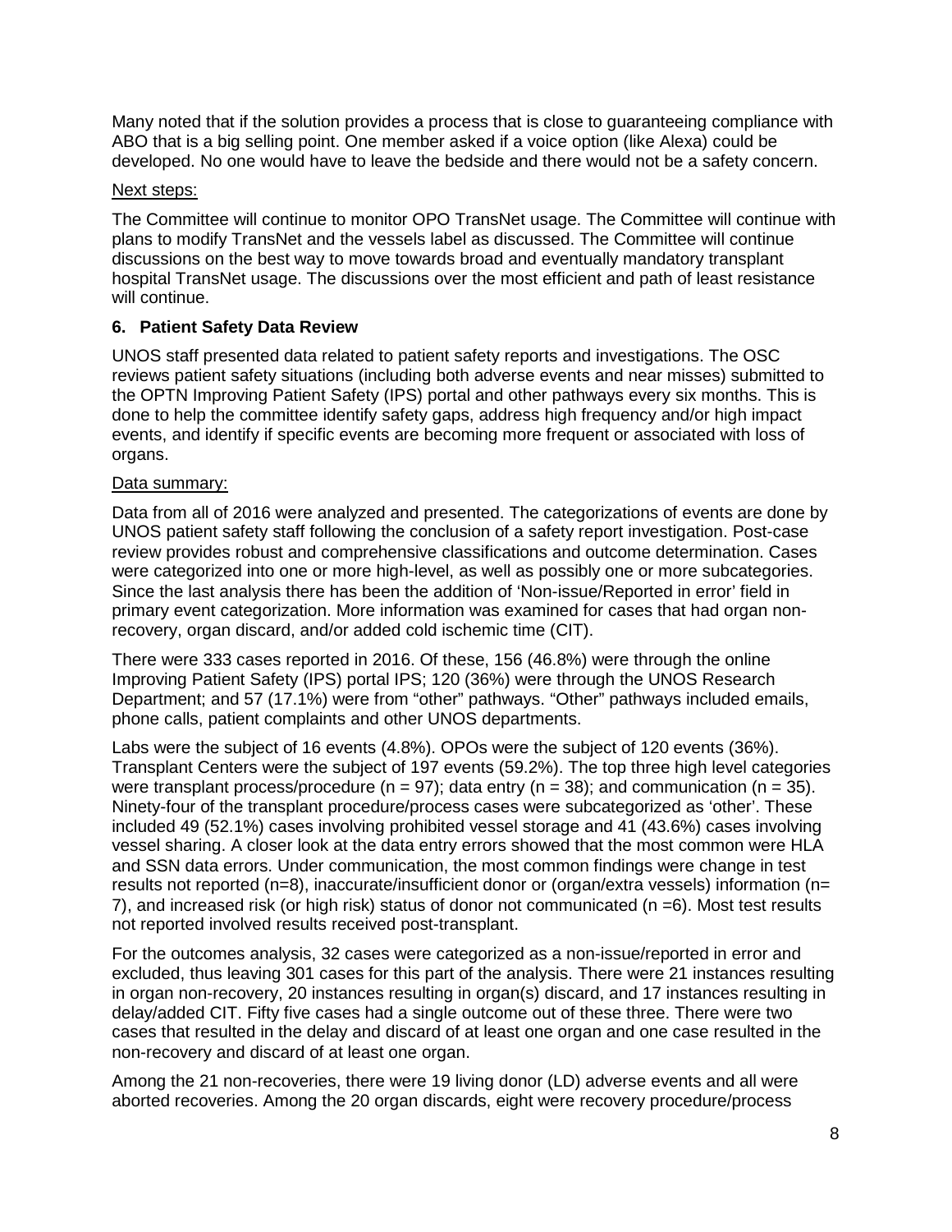Many noted that if the solution provides a process that is close to guaranteeing compliance with ABO that is a big selling point. One member asked if a voice option (like Alexa) could be developed. No one would have to leave the bedside and there would not be a safety concern.

Next steps:

The Committee will continue to monitor OPO TransNet usage. The Committee will continue with plans to modify TransNet and the vessels label as discussed. The Committee will continue discussions on the best way to move towards broad and eventually mandatory transplant hospital TransNet usage. The discussions over the most efficient and path of least resistance will continue.

### 6. Patient Safety Data Review

UNOS staff presented data related to patient safety reports and investigations. The OSC reviews patient safety situations (including both adverse events and near misses) submitted to the OPTN Improving Patient Safety (IPS) portal and other pathways every six months. This is done to help the committee identify safety gaps, address high frequency and/or high impact events, and identify if specific events are becoming more frequent or associated with loss of organs.

Data summary:

Data from all of 2016 were analyzed and presented. The categorizations of events are done by UNOS patient safety staff following the conclusion of a safety report investigation. Post-case review provides robust and comprehensive classifications and outcome determination. Cases were categorized into one or more high-level, as well as possibly one or more subcategories. Since the last analysis there has been the addition of 'Non-issue/Reported in error' field in primary event categorization. More information was examined for cases that had organ non-recovery, organ discard, and/or added cold ischemic time (CIT).

There were 333 cases reported in 2016. Of these, 156 (46.8%) were through the online Improving Patient Safety (IPS) portal IPS; 120 (36%) were through the UNOS Research Department; and 57 (17.1%) were from "other" pathways. "Other" pathways included emails, phone calls, patient complaints and other UNOS departments.

Labs were the subject of 16 events (4.8%). OPOs were the subject of 120 events (36%). Transplant Centers were the subject of 197 events (59.2%). The top three high level categories were transplant process/procedure (n = 97); data entry (n = 38); and communication (n = 35). Ninety-four of the transplant procedure/process cases were subcategorized as 'other'. These included 49 (52.1%) cases involving prohibited vessel storage and 41 (43.6%) cases involving vessel sharing. A closer look at the data entry errors showed that the most common were HLA and SSN data errors. Under communication, the most common findings were change in test results not reported (n=8), inaccurate/insufficient donor or (organ/extra vessels) information (n= 7), and increased risk (or high risk) status of donor not communicated (n =6). Most test results not reported involved results received post-transplant.

For the outcomes analysis, 32 cases were categorized as a non-issue/reported in error and excluded, thus leaving 301 cases for this part of the analysis. There were 21 instances resulting in organ non-recovery, 20 instances resulting in organ(s) discard, and 17 instances resulting in delay/added CIT. Fifty five cases had a single outcome out of these three. There were two cases that resulted in the delay and discard of at least one organ and one case resulted in the non-recovery and discard of at least one organ.

Among the 21 non-recoveries, there were 19 living donor (LD) adverse events and all were aborted recoveries. Among the 20 organ discards, eight were recovery procedure/process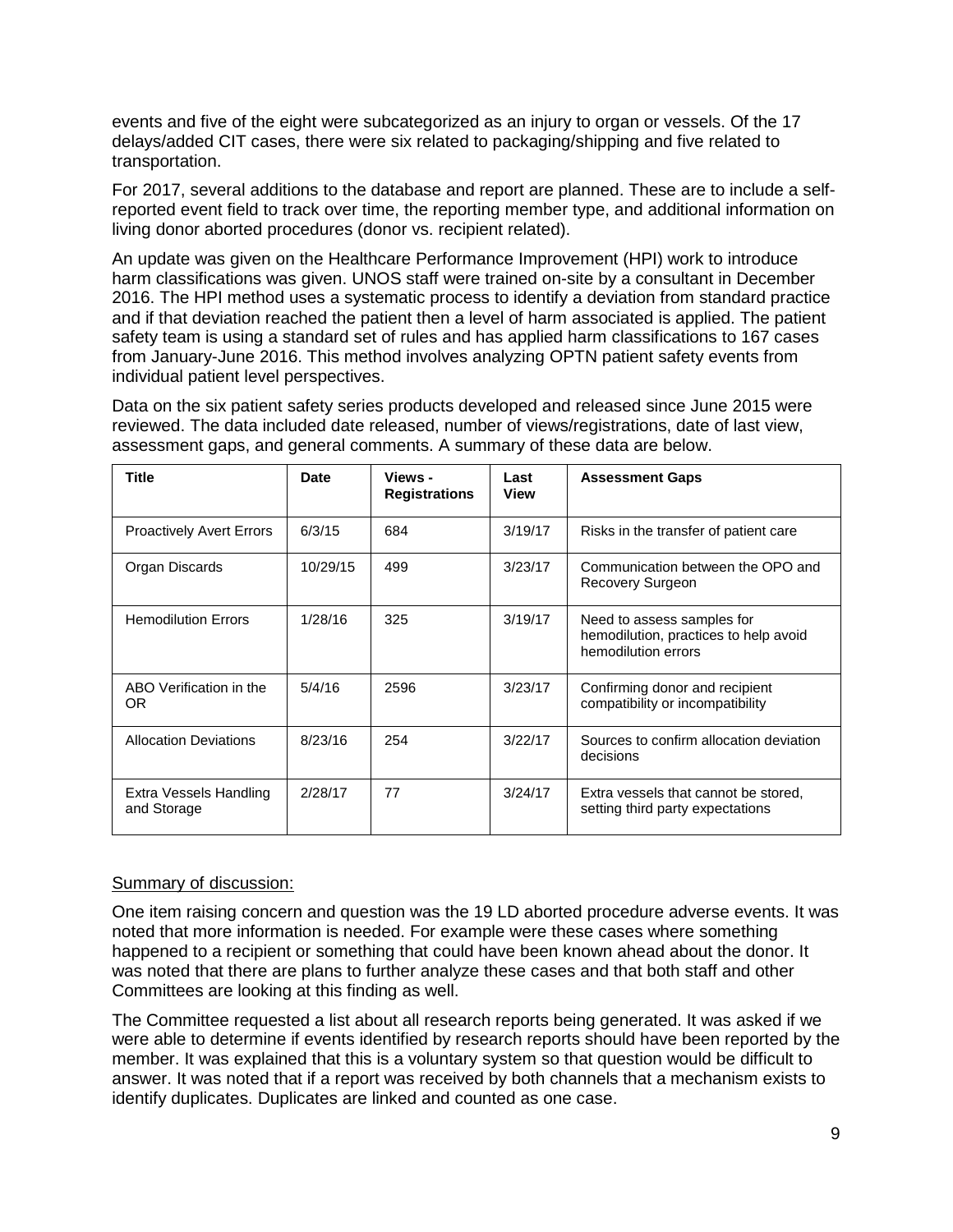events and five of the eight were subcategorized as an injury to organ or vessels. Of the 17 delays/added CIT cases, there were six related to packaging/shipping and five related to transportation.

For 2017, several additions to the database and report are planned. These are to include a self-reported event field to track over time, the reporting member type, and additional information on living donor aborted procedures (donor vs. recipient related).

An update was given on the Healthcare Performance Improvement (HPI) work to introduce harm classifications was given. UNOS staff were trained on-site by a consultant in December 2016. The HPI method uses a systematic process to identify a deviation from standard practice and if that deviation reached the patient then a level of harm associated is applied. The patient safety team is using a standard set of rules and has applied harm classifications to 167 cases from January-June 2016. This method involves analyzing OPTN patient safety events from individual patient level perspectives.

Data on the six patient safety series products developed and released since June 2015 were reviewed. The data included date released, number of views/registrations, date of last view, assessment gaps, and general comments. A summary of these data are below.

| Title | Date | Views - Registrations | Last View | Assessment Gaps |
|---|---|---|---|---|
| Proactively Avert Errors | 6/3/15 | 684 | 3/19/17 | Risks in the transfer of patient care |
| Organ Discards | 10/29/15 | 499 | 3/23/17 | Communication between the OPO and Recovery Surgeon |
| Hemodilution Errors | 1/28/16 | 325 | 3/19/17 | Need to assess samples for hemodilution, practices to help avoid hemodilution errors |
| ABO Verification in the OR | 5/4/16 | 2596 | 3/23/17 | Confirming donor and recipient compatibility or incompatibility |
| Allocation Deviations | 8/23/16 | 254 | 3/22/17 | Sources to confirm allocation deviation decisions |
| Extra Vessels Handling and Storage | 2/28/17 | 77 | 3/24/17 | Extra vessels that cannot be stored, setting third party expectations |

Summary of discussion:

One item raising concern and question was the 19 LD aborted procedure adverse events. It was noted that more information is needed. For example were these cases where something happened to a recipient or something that could have been known ahead about the donor. It was noted that there are plans to further analyze these cases and that both staff and other Committees are looking at this finding as well.

The Committee requested a list about all research reports being generated. It was asked if we were able to determine if events identified by research reports should have been reported by the member. It was explained that this is a voluntary system so that question would be difficult to answer. It was noted that if a report was received by both channels that a mechanism exists to identify duplicates. Duplicates are linked and counted as one case.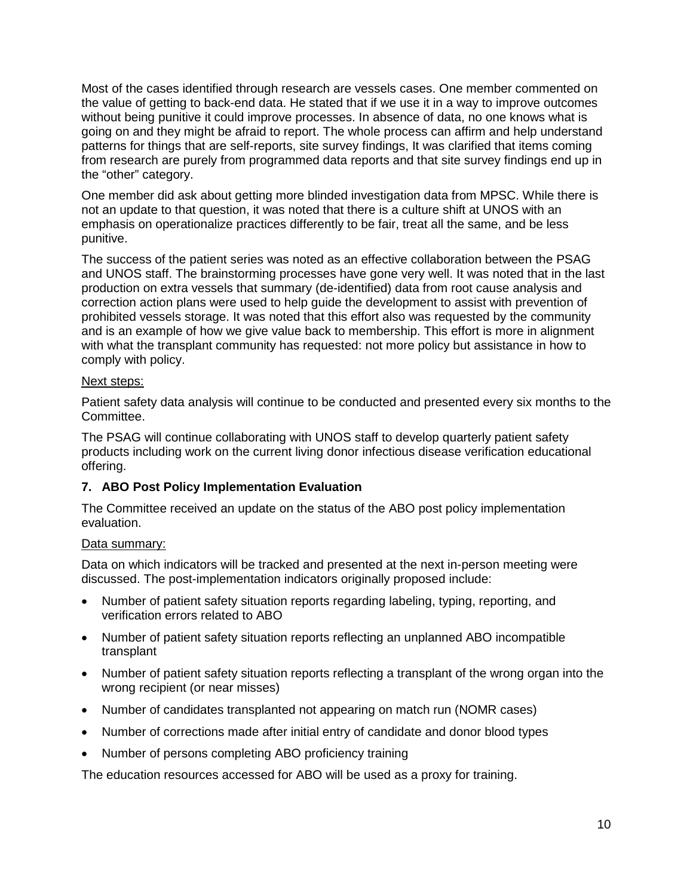Most of the cases identified through research are vessels cases. One member commented on the value of getting to back-end data. He stated that if we use it in a way to improve outcomes without being punitive it could improve processes. In absence of data, no one knows what is going on and they might be afraid to report. The whole process can affirm and help understand patterns for things that are self-reports, site survey findings, It was clarified that items coming from research are purely from programmed data reports and that site survey findings end up in the "other" category.

One member did ask about getting more blinded investigation data from MPSC. While there is not an update to that question, it was noted that there is a culture shift at UNOS with an emphasis on operationalize practices differently to be fair, treat all the same, and be less punitive.

The success of the patient series was noted as an effective collaboration between the PSAG and UNOS staff. The brainstorming processes have gone very well. It was noted that in the last production on extra vessels that summary (de-identified) data from root cause analysis and correction action plans were used to help guide the development to assist with prevention of prohibited vessels storage. It was noted that this effort also was requested by the community and is an example of how we give value back to membership. This effort is more in alignment with what the transplant community has requested: not more policy but assistance in how to comply with policy.

<u>Next steps:</u>

Patient safety data analysis will continue to be conducted and presented every six months to the Committee.

The PSAG will continue collaborating with UNOS staff to develop quarterly patient safety products including work on the current living donor infectious disease verification educational offering.

### 7. ABO Post Policy Implementation Evaluation

The Committee received an update on the status of the ABO post policy implementation evaluation.

<u>Data summary:</u>

Data on which indicators will be tracked and presented at the next in-person meeting were discussed. The post-implementation indicators originally proposed include:

- Number of patient safety situation reports regarding labeling, typing, reporting, and verification errors related to ABO
- Number of patient safety situation reports reflecting an unplanned ABO incompatible transplant
- Number of patient safety situation reports reflecting a transplant of the wrong organ into the wrong recipient (or near misses)
- Number of candidates transplanted not appearing on match run (NOMR cases)
- Number of corrections made after initial entry of candidate and donor blood types
- Number of persons completing ABO proficiency training

The education resources accessed for ABO will be used as a proxy for training.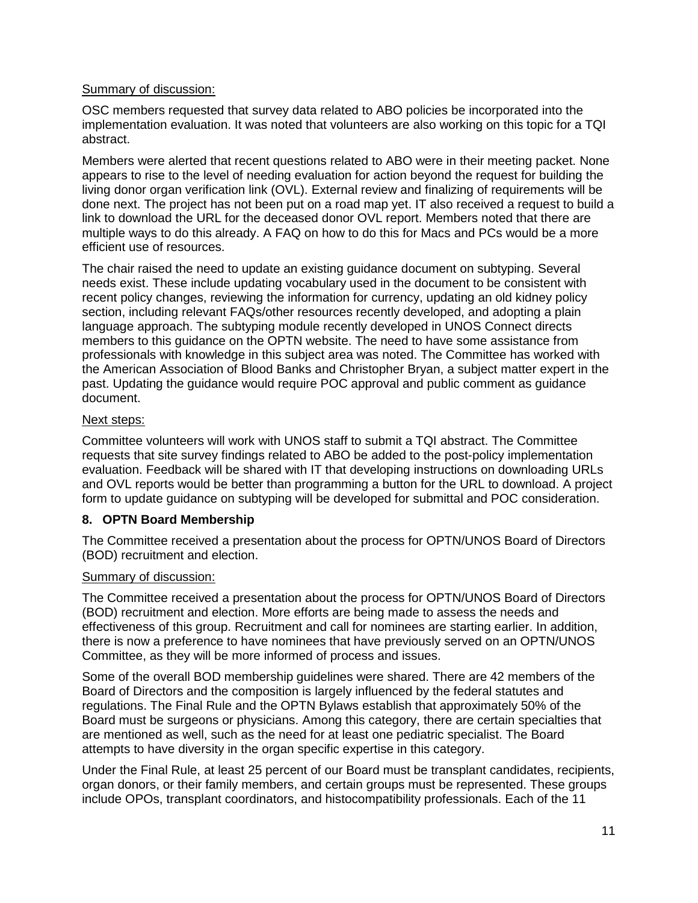Summary of discussion:

OSC members requested that survey data related to ABO policies be incorporated into the implementation evaluation. It was noted that volunteers are also working on this topic for a TQI abstract.

Members were alerted that recent questions related to ABO were in their meeting packet. None appears to rise to the level of needing evaluation for action beyond the request for building the living donor organ verification link (OVL). External review and finalizing of requirements will be done next. The project has not been put on a road map yet. IT also received a request to build a link to download the URL for the deceased donor OVL report. Members noted that there are multiple ways to do this already. A FAQ on how to do this for Macs and PCs would be a more efficient use of resources.

The chair raised the need to update an existing guidance document on subtyping. Several needs exist. These include updating vocabulary used in the document to be consistent with recent policy changes, reviewing the information for currency, updating an old kidney policy section, including relevant FAQs/other resources recently developed, and adopting a plain language approach. The subtyping module recently developed in UNOS Connect directs members to this guidance on the OPTN website. The need to have some assistance from professionals with knowledge in this subject area was noted. The Committee has worked with the American Association of Blood Banks and Christopher Bryan, a subject matter expert in the past. Updating the guidance would require POC approval and public comment as guidance document.

Next steps:

Committee volunteers will work with UNOS staff to submit a TQI abstract. The Committee requests that site survey findings related to ABO be added to the post-policy implementation evaluation. Feedback will be shared with IT that developing instructions on downloading URLs and OVL reports would be better than programming a button for the URL to download. A project form to update guidance on subtyping will be developed for submittal and POC consideration.

## 8. OPTN Board Membership

The Committee received a presentation about the process for OPTN/UNOS Board of Directors (BOD) recruitment and election.

Summary of discussion:

The Committee received a presentation about the process for OPTN/UNOS Board of Directors (BOD) recruitment and election. More efforts are being made to assess the needs and effectiveness of this group. Recruitment and call for nominees are starting earlier. In addition, there is now a preference to have nominees that have previously served on an OPTN/UNOS Committee, as they will be more informed of process and issues.

Some of the overall BOD membership guidelines were shared. There are 42 members of the Board of Directors and the composition is largely influenced by the federal statutes and regulations. The Final Rule and the OPTN Bylaws establish that approximately 50% of the Board must be surgeons or physicians. Among this category, there are certain specialties that are mentioned as well, such as the need for at least one pediatric specialist. The Board attempts to have diversity in the organ specific expertise in this category.

Under the Final Rule, at least 25 percent of our Board must be transplant candidates, recipients, organ donors, or their family members, and certain groups must be represented. These groups include OPOs, transplant coordinators, and histocompatibility professionals. Each of the 11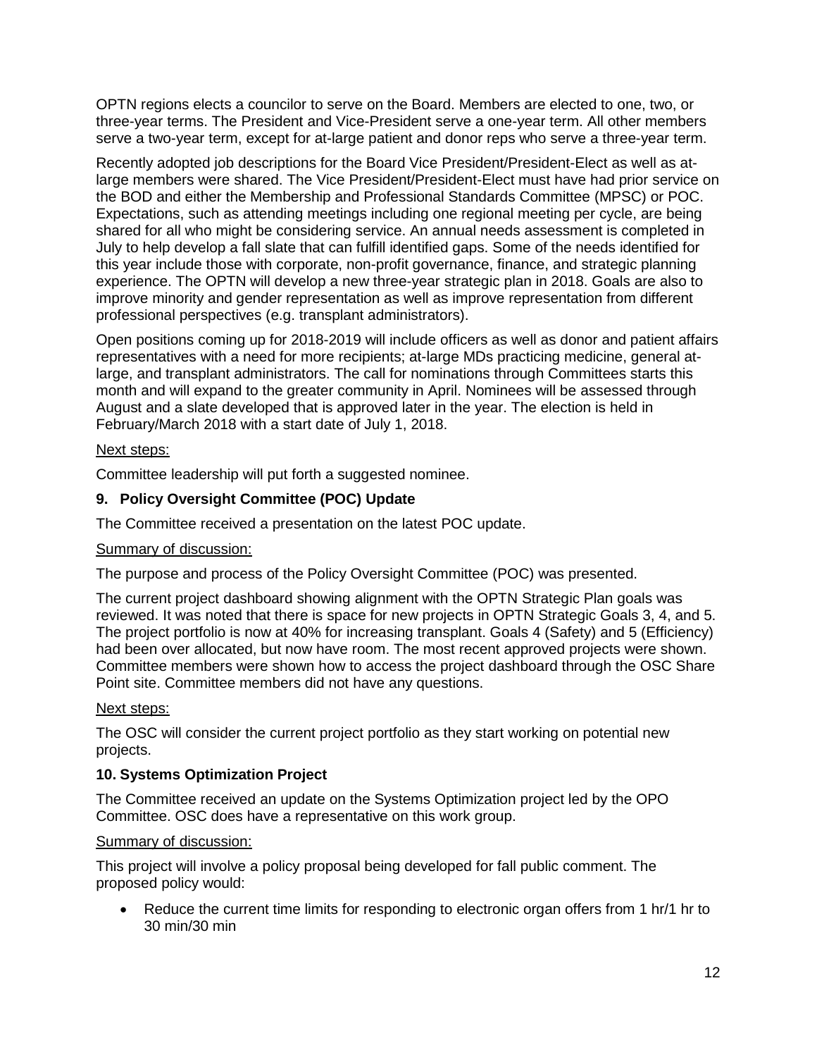OPTN regions elects a councilor to serve on the Board. Members are elected to one, two, or three-year terms. The President and Vice-President serve a one-year term. All other members serve a two-year term, except for at-large patient and donor reps who serve a three-year term.

Recently adopted job descriptions for the Board Vice President/President-Elect as well as at-large members were shared. The Vice President/President-Elect must have had prior service on the BOD and either the Membership and Professional Standards Committee (MPSC) or POC. Expectations, such as attending meetings including one regional meeting per cycle, are being shared for all who might be considering service. An annual needs assessment is completed in July to help develop a fall slate that can fulfill identified gaps. Some of the needs identified for this year include those with corporate, non-profit governance, finance, and strategic planning experience. The OPTN will develop a new three-year strategic plan in 2018. Goals are also to improve minority and gender representation as well as improve representation from different professional perspectives (e.g. transplant administrators).

Open positions coming up for 2018-2019 will include officers as well as donor and patient affairs representatives with a need for more recipients; at-large MDs practicing medicine, general at-large, and transplant administrators. The call for nominations through Committees starts this month and will expand to the greater community in April. Nominees will be assessed through August and a slate developed that is approved later in the year. The election is held in February/March 2018 with a start date of July 1, 2018.

Next steps:

Committee leadership will put forth a suggested nominee.

**9. Policy Oversight Committee (POC) Update**

The Committee received a presentation on the latest POC update.

Summary of discussion:

The purpose and process of the Policy Oversight Committee (POC) was presented.

The current project dashboard showing alignment with the OPTN Strategic Plan goals was reviewed. It was noted that there is space for new projects in OPTN Strategic Goals 3, 4, and 5. The project portfolio is now at 40% for increasing transplant. Goals 4 (Safety) and 5 (Efficiency) had been over allocated, but now have room. The most recent approved projects were shown. Committee members were shown how to access the project dashboard through the OSC Share Point site. Committee members did not have any questions.

Next steps:

The OSC will consider the current project portfolio as they start working on potential new projects.

**10. Systems Optimization Project**

The Committee received an update on the Systems Optimization project led by the OPO Committee. OSC does have a representative on this work group.

Summary of discussion:

This project will involve a policy proposal being developed for fall public comment. The proposed policy would:

- Reduce the current time limits for responding to electronic organ offers from 1 hr/1 hr to 30 min/30 min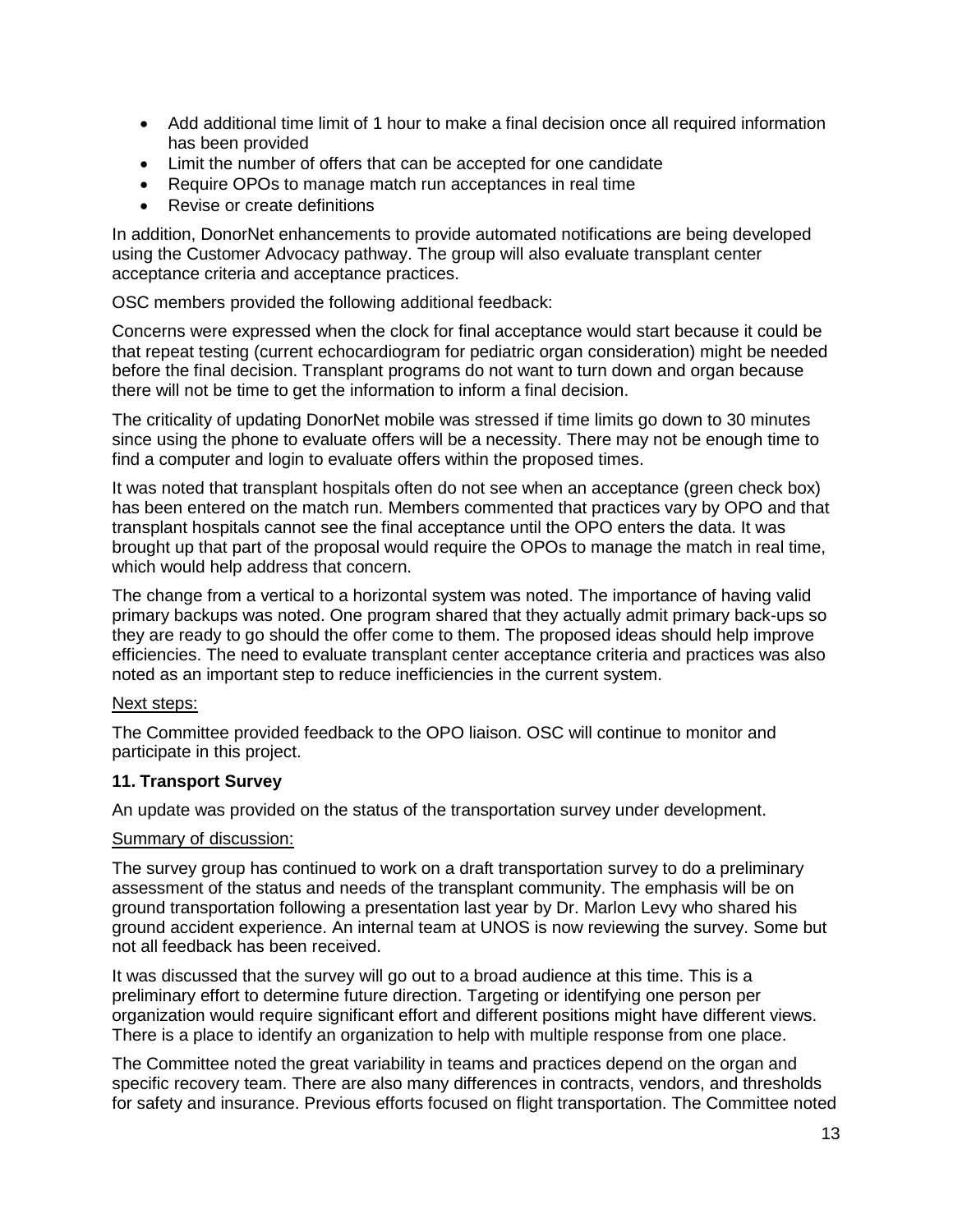- Add additional time limit of 1 hour to make a final decision once all required information has been provided
- Limit the number of offers that can be accepted for one candidate
- Require OPOs to manage match run acceptances in real time
- Revise or create definitions

In addition, DonorNet enhancements to provide automated notifications are being developed using the Customer Advocacy pathway. The group will also evaluate transplant center acceptance criteria and acceptance practices.

OSC members provided the following additional feedback:

Concerns were expressed when the clock for final acceptance would start because it could be that repeat testing (current echocardiogram for pediatric organ consideration) might be needed before the final decision. Transplant programs do not want to turn down and organ because there will not be time to get the information to inform a final decision.

The criticality of updating DonorNet mobile was stressed if time limits go down to 30 minutes since using the phone to evaluate offers will be a necessity. There may not be enough time to find a computer and login to evaluate offers within the proposed times.

It was noted that transplant hospitals often do not see when an acceptance (green check box) has been entered on the match run. Members commented that practices vary by OPO and that transplant hospitals cannot see the final acceptance until the OPO enters the data. It was brought up that part of the proposal would require the OPOs to manage the match in real time, which would help address that concern.

The change from a vertical to a horizontal system was noted. The importance of having valid primary backups was noted. One program shared that they actually admit primary back-ups so they are ready to go should the offer come to them. The proposed ideas should help improve efficiencies. The need to evaluate transplant center acceptance criteria and practices was also noted as an important step to reduce inefficiencies in the current system.

<u>Next steps:</u>

The Committee provided feedback to the OPO liaison. OSC will continue to monitor and participate in this project.

**11. Transport Survey**

An update was provided on the status of the transportation survey under development.

<u>Summary of discussion:</u>

The survey group has continued to work on a draft transportation survey to do a preliminary assessment of the status and needs of the transplant community. The emphasis will be on ground transportation following a presentation last year by Dr. Marlon Levy who shared his ground accident experience. An internal team at UNOS is now reviewing the survey. Some but not all feedback has been received.

It was discussed that the survey will go out to a broad audience at this time. This is a preliminary effort to determine future direction. Targeting or identifying one person per organization would require significant effort and different positions might have different views. There is a place to identify an organization to help with multiple response from one place.

The Committee noted the great variability in teams and practices depend on the organ and specific recovery team. There are also many differences in contracts, vendors, and thresholds for safety and insurance. Previous efforts focused on flight transportation. The Committee noted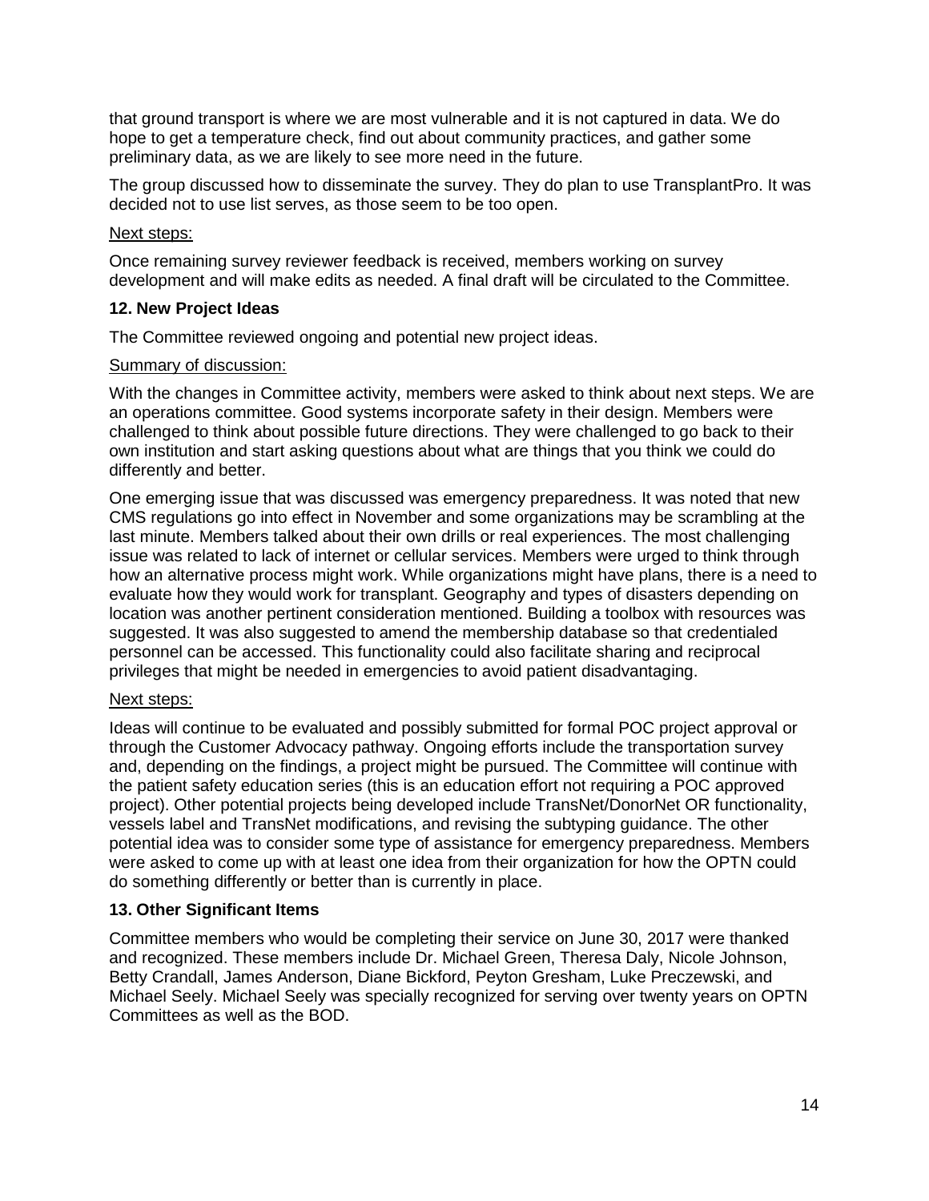that ground transport is where we are most vulnerable and it is not captured in data. We do hope to get a temperature check, find out about community practices, and gather some preliminary data, as we are likely to see more need in the future.

The group discussed how to disseminate the survey. They do plan to use TransplantPro. It was decided not to use list serves, as those seem to be too open.

Next steps:

Once remaining survey reviewer feedback is received, members working on survey development and will make edits as needed. A final draft will be circulated to the Committee.

**12. New Project Ideas**

The Committee reviewed ongoing and potential new project ideas.

Summary of discussion:

With the changes in Committee activity, members were asked to think about next steps. We are an operations committee. Good systems incorporate safety in their design. Members were challenged to think about possible future directions. They were challenged to go back to their own institution and start asking questions about what are things that you think we could do differently and better.

One emerging issue that was discussed was emergency preparedness. It was noted that new CMS regulations go into effect in November and some organizations may be scrambling at the last minute. Members talked about their own drills or real experiences. The most challenging issue was related to lack of internet or cellular services. Members were urged to think through how an alternative process might work. While organizations might have plans, there is a need to evaluate how they would work for transplant. Geography and types of disasters depending on location was another pertinent consideration mentioned. Building a toolbox with resources was suggested. It was also suggested to amend the membership database so that credentialed personnel can be accessed. This functionality could also facilitate sharing and reciprocal privileges that might be needed in emergencies to avoid patient disadvantaging.

Next steps:

Ideas will continue to be evaluated and possibly submitted for formal POC project approval or through the Customer Advocacy pathway. Ongoing efforts include the transportation survey and, depending on the findings, a project might be pursued. The Committee will continue with the patient safety education series (this is an education effort not requiring a POC approved project). Other potential projects being developed include TransNet/DonorNet OR functionality, vessels label and TransNet modifications, and revising the subtyping guidance. The other potential idea was to consider some type of assistance for emergency preparedness. Members were asked to come up with at least one idea from their organization for how the OPTN could do something differently or better than is currently in place.

**13. Other Significant Items**

Committee members who would be completing their service on June 30, 2017 were thanked and recognized. These members include Dr. Michael Green, Theresa Daly, Nicole Johnson, Betty Crandall, James Anderson, Diane Bickford, Peyton Gresham, Luke Preczewski, and Michael Seely. Michael Seely was specially recognized for serving over twenty years on OPTN Committees as well as the BOD.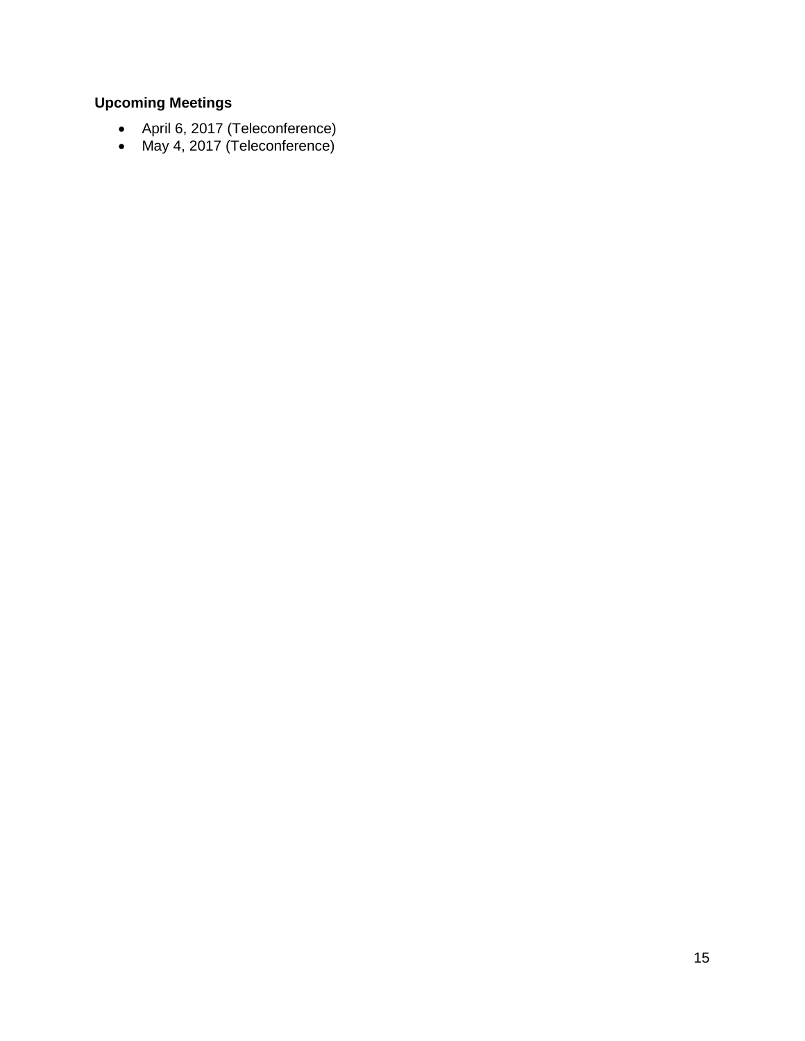### Upcoming Meetings

- April 6, 2017 (Teleconference)
- May 4, 2017 (Teleconference)